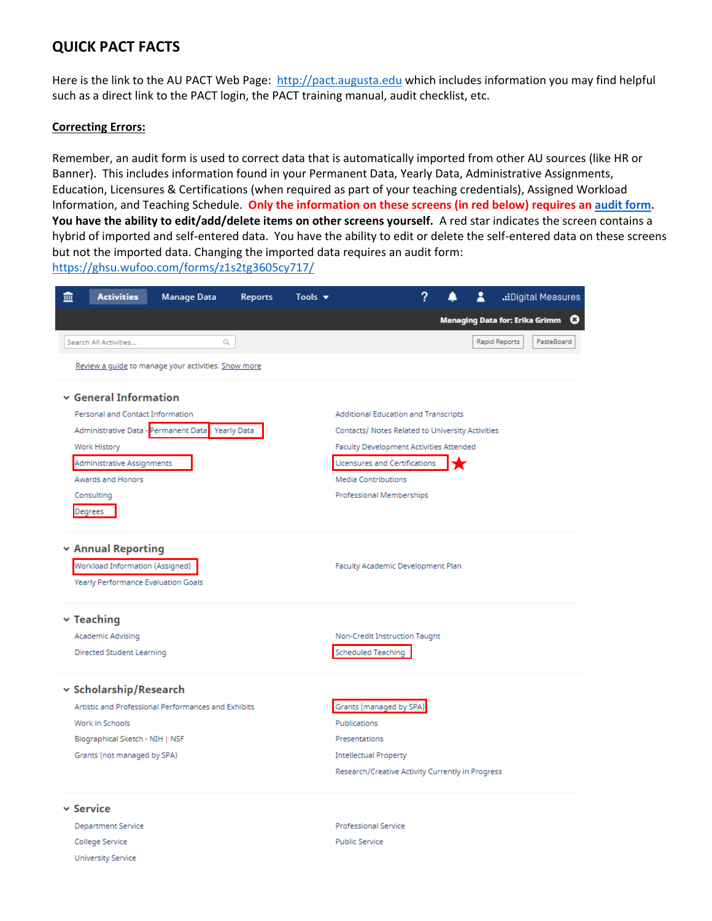## QUICK PACT FACTS

Here is the link to the AU PACT Web Page: [http://pact.augusta.edu](http://pact.augusta.edu) which includes information you may find helpful such as a direct link to the PACT login, the PACT training manual, audit checklist, etc.

**Correcting Errors:**

Remember, an audit form is used to correct data that is automatically imported from other AU sources (like HR or Banner). This includes information found in your Permanent Data, Yearly Data, Administrative Assignments, Education, Licensures & Certifications (when required as part of your teaching credentials), Assigned Workload Information, and Teaching Schedule. **Only the information on these screens (in red below) requires an [audit form](https://ghsu.wufoo.com/forms/z1s2tg3605cy717/).** **You have the ability to edit/add/delete items on other screens yourself.** A red star indicates the screen contains a hybrid of imported and self-entered data. You have the ability to edit or delete the self-entered data on these screens but not the imported data. Changing the imported data requires an audit form: [https://ghsu.wufoo.com/forms/z1s2tg3605cy717/](https://ghsu.wufoo.com/forms/z1s2tg3605cy717/)

Activities | Manage Data | Reports | Tools | Digital Measures

Managing Data for: Erika Grimm

Search All Activities... | Rapid Reports | PasteBoard

Review a guide to manage your activities. Show more

### General Information

- Personal and Contact Information
- Administrative Data - **Permanent Data** | **Yearly Data**
- Work History
- **Administrative Assignments**
- Awards and Honors
- Consulting
- **Degrees**
- Additional Education and Transcripts
- Contacts/ Notes Related to University Activities
- Faculty Development Activities Attended
- **Licensures and Certifications** ★
- Media Contributions
- Professional Memberships

### Annual Reporting

- **Workload Information (Assigned)**
- Yearly Performance Evaluation Goals
- Faculty Academic Development Plan

### Teaching

- Academic Advising
- Directed Student Learning
- Non-Credit Instruction Taught
- **Scheduled Teaching**

### Scholarship/Research

- Artistic and Professional Performances and Exhibits
- Work in Schools
- Biographical Sketch - NIH | NSF
- Grants (not managed by SPA)
- **Grants (managed by SPA)**
- Publications
- Presentations
- Intellectual Property
- Research/Creative Activity Currently in Progress

### Service

- Department Service
- College Service
- University Service
- Professional Service
- Public Service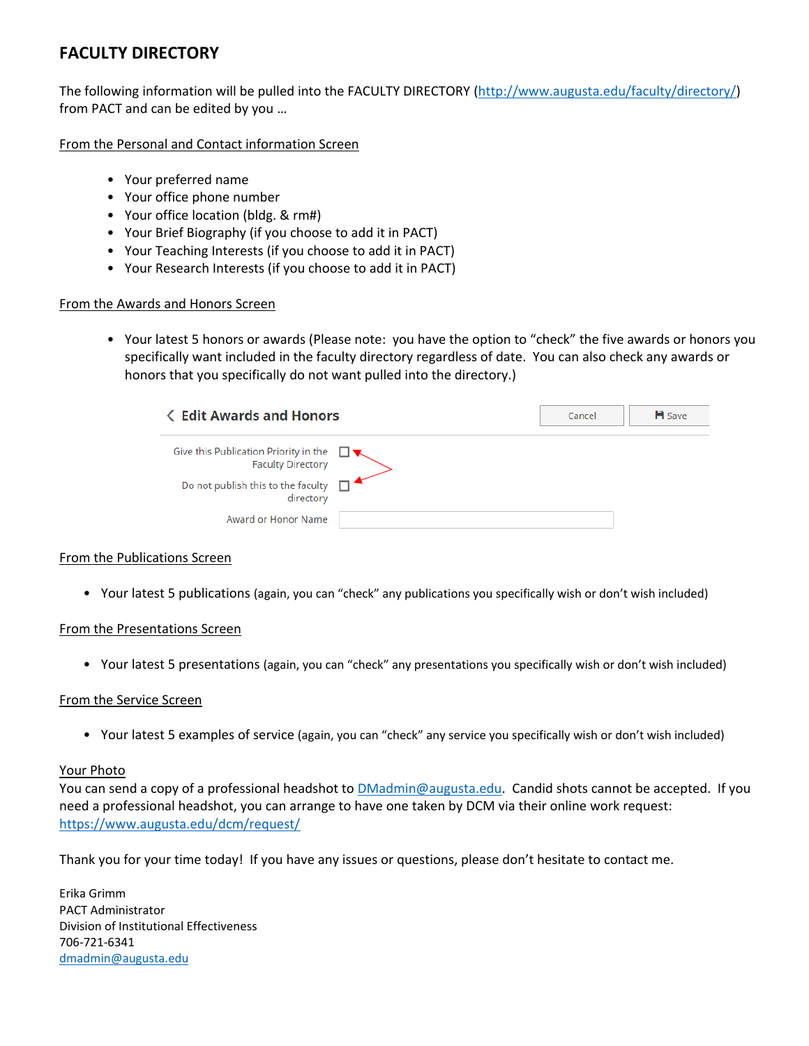## FACULTY DIRECTORY

The following information will be pulled into the FACULTY DIRECTORY (http://www.augusta.edu/faculty/directory/) from PACT and can be edited by you …

From the Personal and Contact information Screen

- Your preferred name
- Your office phone number
- Your office location (bldg. & rm#)
- Your Brief Biography (if you choose to add it in PACT)
- Your Teaching Interests (if you choose to add it in PACT)
- Your Research Interests (if you choose to add it in PACT)

From the Awards and Honors Screen

- Your latest 5 honors or awards (Please note: you have the option to "check" the five awards or honors you specifically want included in the faculty directory regardless of date. You can also check any awards or honors that you specifically do not want pulled into the directory.)

Edit Awards and Honors

Cancel

Save

Give this Publication Priority in the Faculty Directory

Do not publish this to the faculty directory

Award or Honor Name

From the Publications Screen

- Your latest 5 publications (again, you can "check" any publications you specifically wish or don't wish included)

From the Presentations Screen

- Your latest 5 presentations (again, you can "check" any presentations you specifically wish or don't wish included)

From the Service Screen

- Your latest 5 examples of service (again, you can "check" any service you specifically wish or don't wish included)

Your Photo

You can send a copy of a professional headshot to DMadmin@augusta.edu. Candid shots cannot be accepted. If you need a professional headshot, you can arrange to have one taken by DCM via their online work request: https://www.augusta.edu/dcm/request/

Thank you for your time today! If you have any issues or questions, please don't hesitate to contact me.

Erika Grimm  
PACT Administrator  
Division of Institutional Effectiveness  
706-721-6341  
dmadmin@augusta.edu